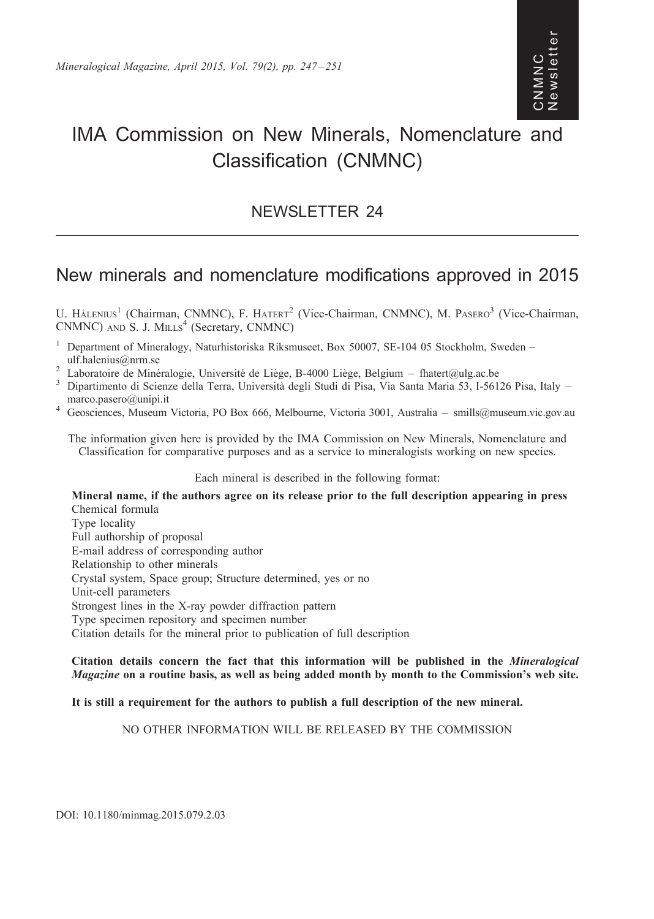# IMA Commission on New Minerals, Nomenclature and Classification (CNMNC)

## NEWSLETTER 24

## New minerals and nomenclature modifications approved in 2015

U. Hålenius[1] (Chairman, CNMNC), F. Hatert[2] (Vice-Chairman, CNMNC), M. Pasero[3] (Vice-Chairman, CNMNC) and S. J. Mills[4] (Secretary, CNMNC)

[1] Department of Mineralogy, Naturhistoriska Riksmuseet, Box 50007, SE-104 05 Stockholm, Sweden – ulf.halenius@nrm.se

[2] Laboratoire de Minéralogie, Université de Liège, B-4000 Liège, Belgium – fhatert@ulg.ac.be

[3] Dipartimento di Scienze della Terra, Università degli Studi di Pisa, Via Santa Maria 53, I-56126 Pisa, Italy – marco.pasero@unipi.it

[4] Geosciences, Museum Victoria, PO Box 666, Melbourne, Victoria 3001, Australia – smills@museum.vic.gov.au

The information given here is provided by the IMA Commission on New Minerals, Nomenclature and Classification for comparative purposes and as a service to mineralogists working on new species.

Each mineral is described in the following format:

**Mineral name, if the authors agree on its release prior to the full description appearing in press**
Chemical formula
Type locality
Full authorship of proposal
E-mail address of corresponding author
Relationship to other minerals
Crystal system, Space group; Structure determined, yes or no
Unit-cell parameters
Strongest lines in the X-ray powder diffraction pattern
Type specimen repository and specimen number
Citation details for the mineral prior to publication of full description

**Citation details concern the fact that this information will be published in the *Mineralogical Magazine* on a routine basis, as well as being added month by month to the Commission's web site.**

**It is still a requirement for the authors to publish a full description of the new mineral.**

NO OTHER INFORMATION WILL BE RELEASED BY THE COMMISSION

DOI: 10.1180/minmag.2015.079.2.03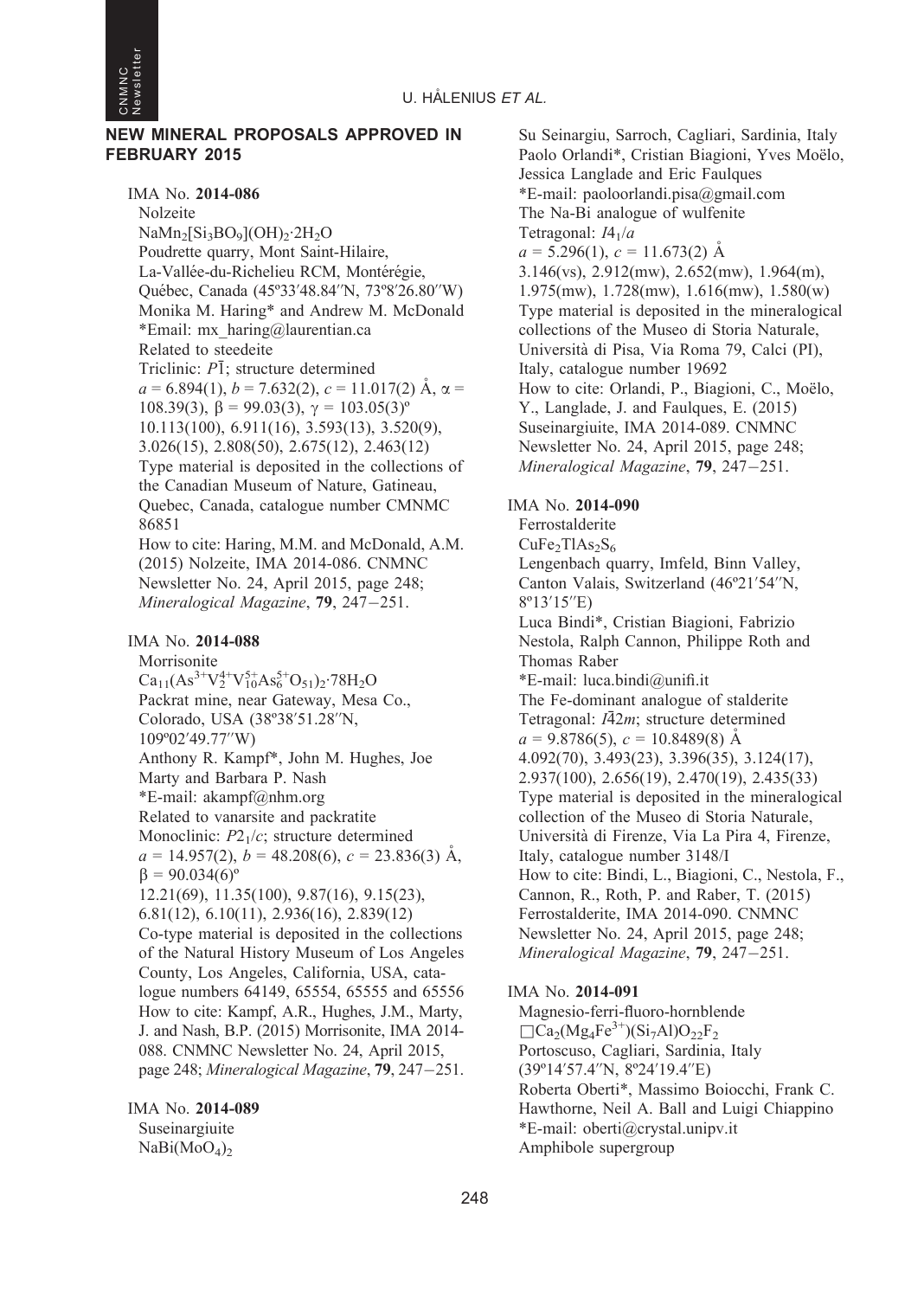## NEW MINERAL PROPOSALS APPROVED IN FEBRUARY 2015

**IMA No. 2014-086**

Nolzeite

$NaMn_2[Si_3BO_9](OH)_2{\cdot}2H_2O$

Poudrette quarry, Mont Saint-Hilaire, La-Vallée-du-Richelieu RCM, Montérégie, Québec, Canada (45º33′48.84′′N, 73º8′26.80′′W)

Monika M. Haring* and Andrew M. McDonald

*Email: mx_haring@laurentian.ca

Related to steedeite

Triclinic: $P\bar{1}$; structure determined

$a$ = 6.894(1), $b$ = 7.632(2), $c$ = 11.017(2) Å, $\alpha$ = 108.39(3), $\beta$ = 99.03(3), $\gamma$ = 103.05(3)º

10.113(100), 6.911(16), 3.593(13), 3.520(9), 3.026(15), 2.808(50), 2.675(12), 2.463(12)

Type material is deposited in the collections of the Canadian Museum of Nature, Gatineau, Quebec, Canada, catalogue number CMNMC 86851

How to cite: Haring, M.M. and McDonald, A.M. (2015) Nolzeite, IMA 2014-086. CNMNC Newsletter No. 24, April 2015, page 248; *Mineralogical Magazine*, **79**, 247–251.

**IMA No. 2014-088**

Morrisonite

$Ca_{11}(As^{3+}V^{4+}_2V^{5+}_{10}As^{5+}_6O_{51})_2{\cdot}78H_2O$

Packrat mine, near Gateway, Mesa Co., Colorado, USA (38º38′51.28′′N, 109º02′49.77′′W)

Anthony R. Kampf*, John M. Hughes, Joe Marty and Barbara P. Nash

*E-mail: akampf@nhm.org

Related to vanarsite and packratite

Monoclinic: $P2_1/c$; structure determined

$a$ = 14.957(2), $b$ = 48.208(6), $c$ = 23.836(3) Å, $\beta$ = 90.034(6)º

12.21(69), 11.35(100), 9.87(16), 9.15(23), 6.81(12), 6.10(11), 2.936(16), 2.839(12)

Co-type material is deposited in the collections of the Natural History Museum of Los Angeles County, Los Angeles, California, USA, catalogue numbers 64149, 65554, 65555 and 65556

How to cite: Kampf, A.R., Hughes, J.M., Marty, J. and Nash, B.P. (2015) Morrisonite, IMA 2014-088. CNMNC Newsletter No. 24, April 2015, page 248; *Mineralogical Magazine*, **79**, 247–251.

**IMA No. 2014-089**

Suseinargiuite

$NaBi(MoO_4)_2$

Su Seinargiu, Sarroch, Cagliari, Sardinia, Italy

Paolo Orlandi*, Cristian Biagioni, Yves Moëlo, Jessica Langlade and Eric Faulques

*E-mail: paoloorlandi.pisa@gmail.com

The Na-Bi analogue of wulfenite

Tetragonal: $I4_1/a$

$a$ = 5.296(1), $c$ = 11.673(2) Å

3.146(vs), 2.912(mw), 2.652(mw), 1.964(m), 1.975(mw), 1.728(mw), 1.616(mw), 1.580(w)

Type material is deposited in the mineralogical collections of the Museo di Storia Naturale, Università di Pisa, Via Roma 79, Calci (PI), Italy, catalogue number 19692

How to cite: Orlandi, P., Biagioni, C., Moëlo, Y., Langlade, J. and Faulques, E. (2015) Suseinargiuite, IMA 2014-089. CNMNC Newsletter No. 24, April 2015, page 248; *Mineralogical Magazine*, **79**, 247–251.

**IMA No. 2014-090**

Ferrostalderite

$CuFe_2TlAs_2S_6$

Lengenbach quarry, Imfeld, Binn Valley, Canton Valais, Switzerland (46º21′54′′N, 8º13′15′′E)

Luca Bindi*, Cristian Biagioni, Fabrizio Nestola, Ralph Cannon, Philippe Roth and Thomas Raber

*E-mail: luca.bindi@unifi.it

The Fe-dominant analogue of stalderite

Tetragonal: $I\bar{4}2m$; structure determined

$a$ = 9.8786(5), $c$ = 10.8489(8) Å

4.092(70), 3.493(23), 3.396(35), 3.124(17), 2.937(100), 2.656(19), 2.470(19), 2.435(33)

Type material is deposited in the mineralogical collection of the Museo di Storia Naturale, Università di Firenze, Via La Pira 4, Firenze, Italy, catalogue number 3148/I

How to cite: Bindi, L., Biagioni, C., Nestola, F., Cannon, R., Roth, P. and Raber, T. (2015) Ferrostalderite, IMA 2014-090. CNMNC Newsletter No. 24, April 2015, page 248; *Mineralogical Magazine*, **79**, 247–251.

**IMA No. 2014-091**

Magnesio-ferri-fluoro-hornblende

$\square Ca_2(Mg_4Fe^{3+})(Si_7Al)O_{22}F_2$

Portoscuso, Cagliari, Sardinia, Italy (39º14′57.4′′N, 8º24′19.4′′E)

Roberta Oberti*, Massimo Boiocchi, Frank C. Hawthorne, Neil A. Ball and Luigi Chiappino

*E-mail: oberti@crystal.unipv.it

Amphibole supergroup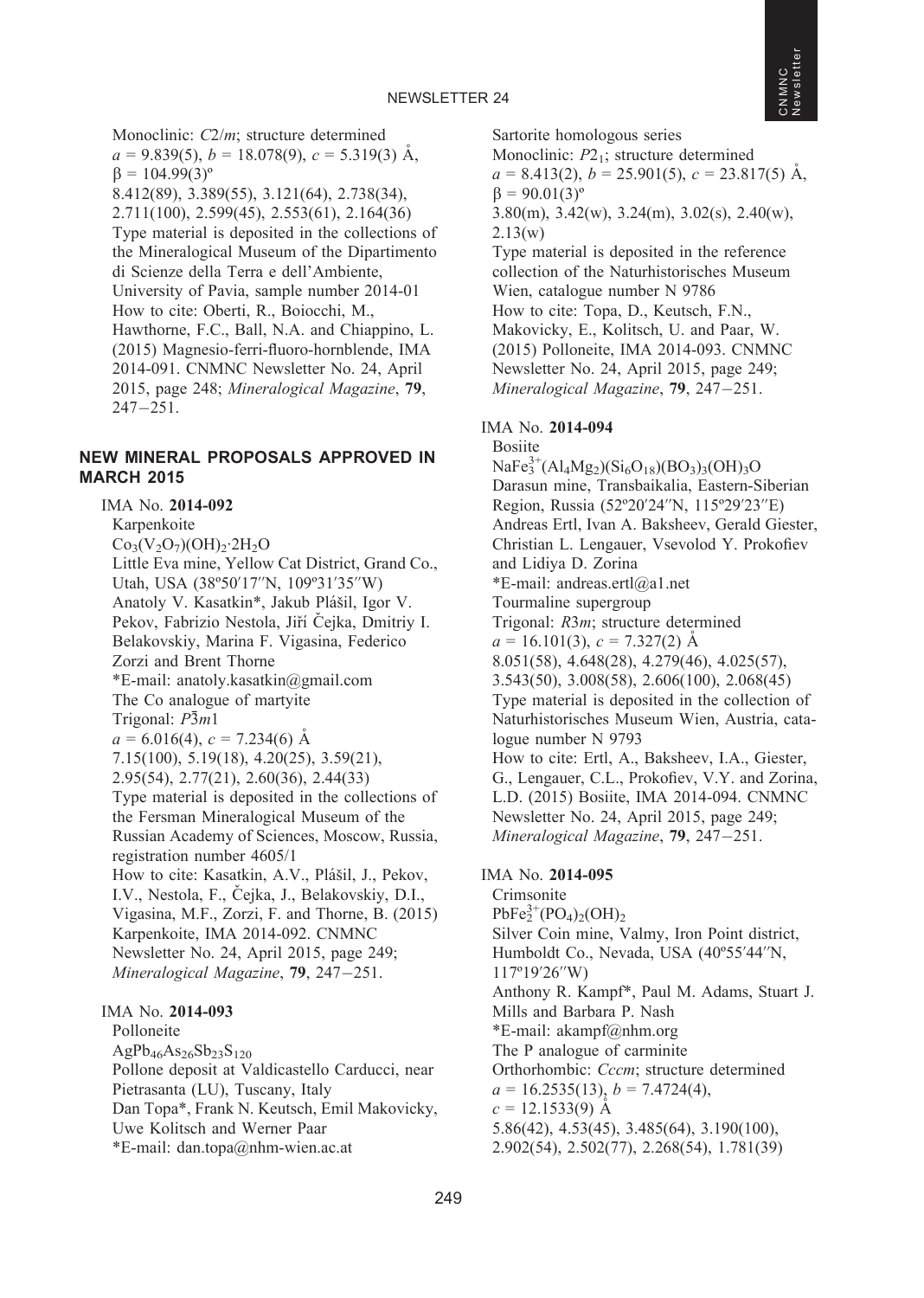Monoclinic: *C*2/*m*; structure determined
*a* = 9.839(5), *b* = 18.078(9), *c* = 5.319(3) Å,
β = 104.99(3)º
8.412(89), 3.389(55), 3.121(64), 2.738(34), 2.711(100), 2.599(45), 2.553(61), 2.164(36)
Type material is deposited in the collections of the Mineralogical Museum of the Dipartimento di Scienze della Terra e dell'Ambiente, University of Pavia, sample number 2014-01
How to cite: Oberti, R., Boiocchi, M., Hawthorne, F.C., Ball, N.A. and Chiappino, L. (2015) Magnesio-ferri-fluoro-hornblende, IMA 2014-091. CNMNC Newsletter No. 24, April 2015, page 248; *Mineralogical Magazine*, **79**, 247–251.

## NEW MINERAL PROPOSALS APPROVED IN MARCH 2015

IMA No. **2014-092**
Karpenkoite
$Co_3(V_2O_7)(OH)_2{\cdot}2H_2O$
Little Eva mine, Yellow Cat District, Grand Co., Utah, USA (38º50′17″N, 109º31′35″W)
Anatoly V. Kasatkin*, Jakub Plášil, Igor V. Pekov, Fabrizio Nestola, Jiří Čejka, Dmitriy I. Belakovskiy, Marina F. Vigasina, Federico Zorzi and Brent Thorne
*E-mail: anatoly.kasatkin@gmail.com
The Co analogue of martyite
Trigonal: $P\bar{3}m1$
*a* = 6.016(4), *c* = 7.234(6) Å
7.15(100), 5.19(18), 4.20(25), 3.59(21), 2.95(54), 2.77(21), 2.60(36), 2.44(33)
Type material is deposited in the collections of the Fersman Mineralogical Museum of the Russian Academy of Sciences, Moscow, Russia, registration number 4605/1
How to cite: Kasatkin, A.V., Plášil, J., Pekov, I.V., Nestola, F., Čejka, J., Belakovskiy, D.I., Vigasina, M.F., Zorzi, F. and Thorne, B. (2015) Karpenkoite, IMA 2014-092. CNMNC Newsletter No. 24, April 2015, page 249; *Mineralogical Magazine*, **79**, 247–251.

IMA No. **2014-093**
Polloneite
$AgPb_{46}As_{26}Sb_{23}S_{120}$
Pollone deposit at Valdicastello Carducci, near Pietrasanta (LU), Tuscany, Italy
Dan Topa*, Frank N. Keutsch, Emil Makovicky, Uwe Kolitsch and Werner Paar
*E-mail: dan.topa@nhm-wien.ac.at
Sartorite homologous series
Monoclinic: $P2_1$; structure determined
*a* = 8.413(2), *b* = 25.901(5), *c* = 23.817(5) Å,
β = 90.01(3)º
3.80(m), 3.42(w), 3.24(m), 3.02(s), 2.40(w), 2.13(w)
Type material is deposited in the reference collection of the Naturhistorisches Museum Wien, catalogue number N 9786
How to cite: Topa, D., Keutsch, F.N., Makovicky, E., Kolitsch, U. and Paar, W. (2015) Polloneite, IMA 2014-093. CNMNC Newsletter No. 24, April 2015, page 249; *Mineralogical Magazine*, **79**, 247–251.

IMA No. **2014-094**
Bosiite
$NaFe^{3+}_3(Al_4Mg_2)(Si_6O_{18})(BO_3)_3(OH)_3O$
Darasun mine, Transbaikalia, Eastern-Siberian Region, Russia (52º20′24″N, 115º29′23″E)
Andreas Ertl, Ivan A. Baksheev, Gerald Giester, Christian L. Lengauer, Vsevolod Y. Prokofiev and Lidiya D. Zorina
*E-mail: andreas.ertl@a1.net
Tourmaline supergroup
Trigonal: *R*3*m*; structure determined
*a* = 16.101(3), *c* = 7.327(2) Å
8.051(58), 4.648(28), 4.279(46), 4.025(57), 3.543(50), 3.008(58), 2.606(100), 2.068(45)
Type material is deposited in the collection of Naturhistorisches Museum Wien, Austria, catalogue number N 9793
How to cite: Ertl, A., Baksheev, I.A., Giester, G., Lengauer, C.L., Prokofiev, V.Y. and Zorina, L.D. (2015) Bosiite, IMA 2014-094. CNMNC Newsletter No. 24, April 2015, page 249; *Mineralogical Magazine*, **79**, 247–251.

IMA No. **2014-095**
Crimsonite
$PbFe^{3+}_2(PO_4)_2(OH)_2$
Silver Coin mine, Valmy, Iron Point district, Humboldt Co., Nevada, USA (40º55′44″N, 117º19′26″W)
Anthony R. Kampf*, Paul M. Adams, Stuart J. Mills and Barbara P. Nash
*E-mail: akampf@nhm.org
The P analogue of carminite
Orthorhombic: *Cccm*; structure determined
*a* = 16.2535(13), *b* = 7.4724(4), *c* = 12.1533(9) Å
5.86(42), 4.53(45), 3.485(64), 3.190(100), 2.902(54), 2.502(77), 2.268(54), 1.781(39)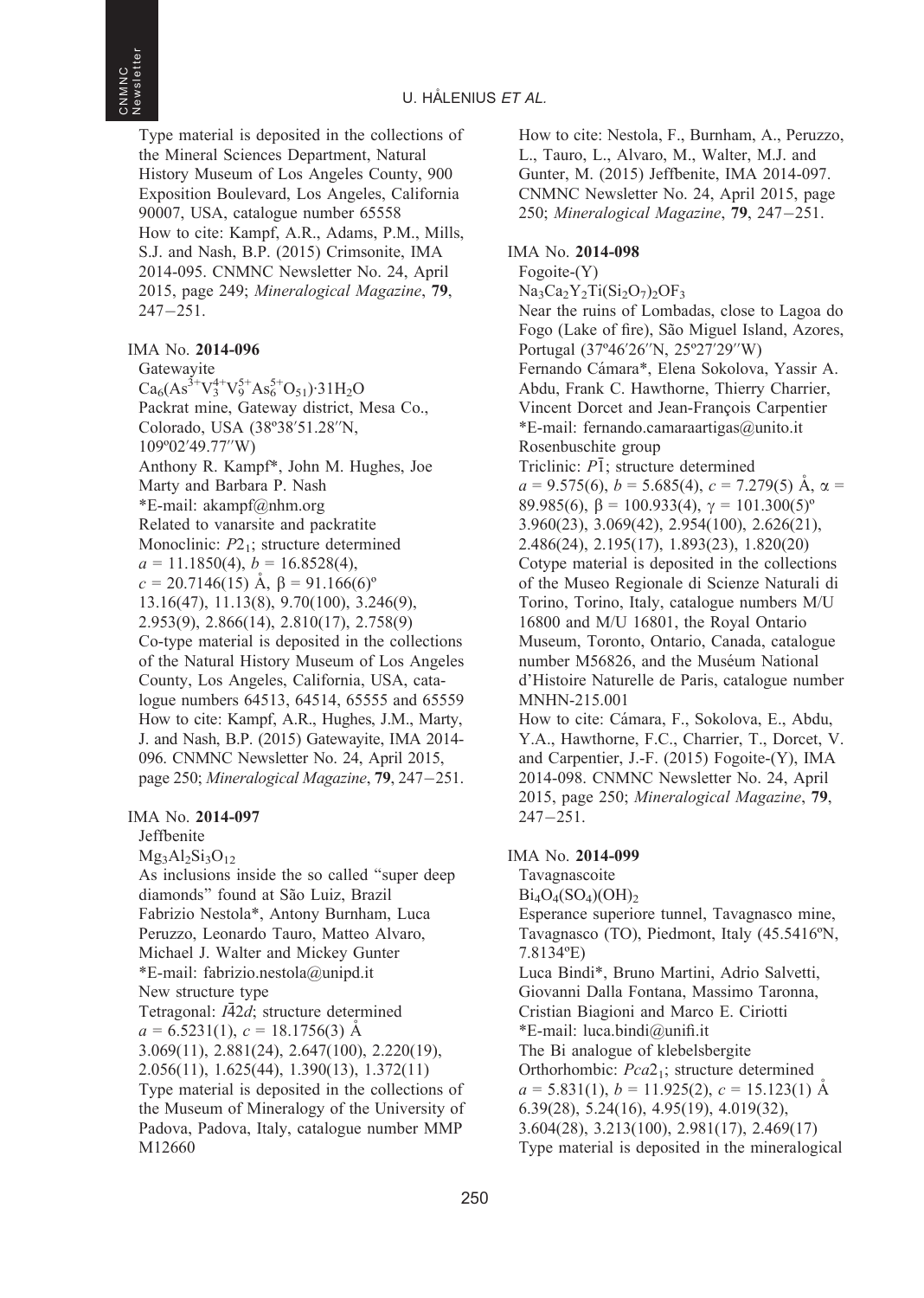Type material is deposited in the collections of the Mineral Sciences Department, Natural History Museum of Los Angeles County, 900 Exposition Boulevard, Los Angeles, California 90007, USA, catalogue number 65558

How to cite: Kampf, A.R., Adams, P.M., Mills, S.J. and Nash, B.P. (2015) Crimsonite, IMA 2014-095. CNMNC Newsletter No. 24, April 2015, page 249; *Mineralogical Magazine*, **79**, 247–251.

IMA No. **2014-096**

Gatewayite

$Ca_6(As^{3+}V^{4+}_3V^{5+}_9As^{5+}_6O_{51})·31H_2O$

Packrat mine, Gateway district, Mesa Co., Colorado, USA (38º38′51.28″N, 109º02′49.77″W)

Anthony R. Kampf*, John M. Hughes, Joe Marty and Barbara P. Nash

*E-mail: akampf@nhm.org

Related to vanarsite and packratite

Monoclinic: $P2_1$; structure determined

$a$ = 11.1850(4), $b$ = 16.8528(4), $c$ = 20.7146(15) Å, β = 91.166(6)º

13.16(47), 11.13(8), 9.70(100), 3.246(9), 2.953(9), 2.866(14), 2.810(17), 2.758(9)

Co-type material is deposited in the collections of the Natural History Museum of Los Angeles County, Los Angeles, California, USA, catalogue numbers 64513, 64514, 65555 and 65559

How to cite: Kampf, A.R., Hughes, J.M., Marty, J. and Nash, B.P. (2015) Gatewayite, IMA 2014-096. CNMNC Newsletter No. 24, April 2015, page 250; *Mineralogical Magazine*, **79**, 247–251.

IMA No. **2014-097**

Jeffbenite

$Mg_3Al_2Si_3O_{12}$

As inclusions inside the so called "super deep diamonds" found at São Luiz, Brazil

Fabrizio Nestola*, Antony Burnham, Luca Peruzzo, Leonardo Tauro, Matteo Alvaro, Michael J. Walter and Mickey Gunter

*E-mail: fabrizio.nestola@unipd.it

New structure type

Tetragonal: $I\bar{4}2d$; structure determined

$a$ = 6.5231(1), $c$ = 18.1756(3) Å

3.069(11), 2.881(24), 2.647(100), 2.220(19), 2.056(11), 1.625(44), 1.390(13), 1.372(11)

Type material is deposited in the collections of the Museum of Mineralogy of the University of Padova, Padova, Italy, catalogue number MMP M12660

How to cite: Nestola, F., Burnham, A., Peruzzo, L., Tauro, L., Alvaro, M., Walter, M.J. and Gunter, M. (2015) Jeffbenite, IMA 2014-097. CNMNC Newsletter No. 24, April 2015, page 250; *Mineralogical Magazine*, **79**, 247–251.

IMA No. **2014-098**

Fogoite-(Y)

$Na_3Ca_2Y_2Ti(Si_2O_7)_2OF_3$

Near the ruins of Lombadas, close to Lagoa do Fogo (Lake of fire), São Miguel Island, Azores, Portugal (37º46′26″N, 25º27′29″W)

Fernando Cámara*, Elena Sokolova, Yassir A. Abdu, Frank C. Hawthorne, Thierry Charrier, Vincent Dorcet and Jean-François Carpentier

*E-mail: fernando.camaraartigas@unito.it

Rosenbuschite group

Triclinic: $P\bar{1}$; structure determined

$a$ = 9.575(6), $b$ = 5.685(4), $c$ = 7.279(5) Å, α = 89.985(6), β = 100.933(4), γ = 101.300(5)º

3.960(23), 3.069(42), 2.954(100), 2.626(21), 2.486(24), 2.195(17), 1.893(23), 1.820(20)

Cotype material is deposited in the collections of the Museo Regionale di Scienze Naturali di Torino, Torino, Italy, catalogue numbers M/U 16800 and M/U 16801, the Royal Ontario Museum, Toronto, Ontario, Canada, catalogue number M56826, and the Muséum National d'Histoire Naturelle de Paris, catalogue number MNHN-215.001

How to cite: Cámara, F., Sokolova, E., Abdu, Y.A., Hawthorne, F.C., Charrier, T., Dorcet, V. and Carpentier, J.-F. (2015) Fogoite-(Y), IMA 2014-098. CNMNC Newsletter No. 24, April 2015, page 250; *Mineralogical Magazine*, **79**, 247–251.

IMA No. **2014-099**

Tavagnascoite

$Bi_4O_4(SO_4)(OH)_2$

Esperance superiore tunnel, Tavagnasco mine, Tavagnasco (TO), Piedmont, Italy (45.5416ºN, 7.8134ºE)

Luca Bindi*, Bruno Martini, Adrio Salvetti, Giovanni Dalla Fontana, Massimo Taronna, Cristian Biagioni and Marco E. Ciriotti

*E-mail: luca.bindi@unifi.it

The Bi analogue of klebelsbergite

Orthorhombic: $Pca2_1$; structure determined

$a$ = 5.831(1), $b$ = 11.925(2), $c$ = 15.123(1) Å

6.39(28), 5.24(16), 4.95(19), 4.019(32), 3.604(28), 3.213(100), 2.981(17), 2.469(17)

Type material is deposited in the mineralogical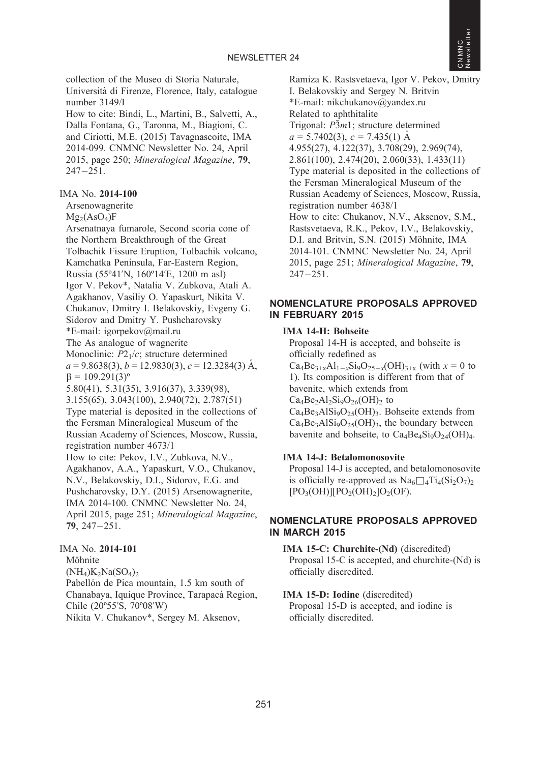collection of the Museo di Storia Naturale, Università di Firenze, Florence, Italy, catalogue number 3149/I
How to cite: Bindi, L., Martini, B., Salvetti, A., Dalla Fontana, G., Taronna, M., Biagioni, C. and Ciriotti, M.E. (2015) Tavagnascoite, IMA 2014-099. CNMNC Newsletter No. 24, April 2015, page 250; *Mineralogical Magazine*, **79**, 247−251.

IMA No. **2014-100**
Arsenowagnerite
$Mg_2(AsO_4)F$
Arsenatnaya fumarole, Second scoria cone of the Northern Breakthrough of the Great Tolbachik Fissure Eruption, Tolbachik volcano, Kamchatka Peninsula, Far-Eastern Region, Russia (55º41′N, 160º14′E, 1200 m asl)
Igor V. Pekov*, Natalia V. Zubkova, Atali A. Agakhanov, Vasiliy O. Yapaskurt, Nikita V. Chukanov, Dmitry I. Belakovskiy, Evgeny G. Sidorov and Dmitry Y. Pushcharovsky
*E-mail: igorpekov@mail.ru
The As analogue of wagnerite
Monoclinic: $P2_1/c$; structure determined
$a$ = 9.8638(3), $b$ = 12.9830(3), $c$ = 12.3284(3) Å, β = 109.291(3)º
5.80(41), 5.31(35), 3.916(37), 3.339(98), 3.155(65), 3.043(100), 2.940(72), 2.787(51)
Type material is deposited in the collections of the Fersman Mineralogical Museum of the Russian Academy of Sciences, Moscow, Russia, registration number 4673/1
How to cite: Pekov, I.V., Zubkova, N.V., Agakhanov, A.A., Yapaskurt, V.O., Chukanov, N.V., Belakovskiy, D.I., Sidorov, E.G. and Pushcharovsky, D.Y. (2015) Arsenowagnerite, IMA 2014-100. CNMNC Newsletter No. 24, April 2015, page 251; *Mineralogical Magazine*, **79**, 247−251.

IMA No. **2014-101**
Möhnite
$(NH_4)K_2Na(SO_4)_2$
Pabellón de Pica mountain, 1.5 km south of Chanabaya, Iquique Province, Tarapacá Region, Chile (20º55′S, 70º08′W)
Nikita V. Chukanov*, Sergey M. Aksenov, Ramiza K. Rastsvetaeva, Igor V. Pekov, Dmitry I. Belakovskiy and Sergey N. Britvin
*E-mail: nikchukanov@yandex.ru
Related to aphthitalite
Trigonal: $P\bar{3}m1$; structure determined
$a$ = 5.7402(3), $c$ = 7.435(1) Å
4.955(27), 4.122(37), 3.708(29), 2.969(74), 2.861(100), 2.474(20), 2.060(33), 1.433(11)
Type material is deposited in the collections of the Fersman Mineralogical Museum of the Russian Academy of Sciences, Moscow, Russia, registration number 4638/1
How to cite: Chukanov, N.V., Aksenov, S.M., Rastsvetaeva, R.K., Pekov, I.V., Belakovskiy, D.I. and Britvin, S.N. (2015) Möhnite, IMA 2014-101. CNMNC Newsletter No. 24, April 2015, page 251; *Mineralogical Magazine*, **79**, 247−251.

## NOMENCLATURE PROPOSALS APPROVED IN FEBRUARY 2015

**IMA 14-H: Bohseite**
Proposal 14-H is accepted, and bohseite is officially redefined as $Ca_4Be_{3+x}Al_{1-x}Si_9O_{25-x}(OH)_{3+x}$ (with $x$ = 0 to 1). Its composition is different from that of bavenite, which extends from $Ca_4Be_2Al_2Si_9O_{26}(OH)_2$ to $Ca_4Be_3AlSi_9O_{25}(OH)_3$. Bohseite extends from $Ca_4Be_3AlSi_9O_{25}(OH)_3$, the boundary between bavenite and bohseite, to $Ca_4Be_4Si_9O_{24}(OH)_4$.

**IMA 14-J: Betalomonosovite**
Proposal 14-J is accepted, and betalomonosovite is officially re-approved as $Na_6\square_4Ti_4(Si_2O_7)_2[PO_3(OH)][PO_2(OH)_2]O_2(OF)$.

## NOMENCLATURE PROPOSALS APPROVED IN MARCH 2015

**IMA 15-C: Churchite-(Nd)** (discredited)
Proposal 15-C is accepted, and churchite-(Nd) is officially discredited.

**IMA 15-D: Iodine** (discredited)
Proposal 15-D is accepted, and iodine is officially discredited.